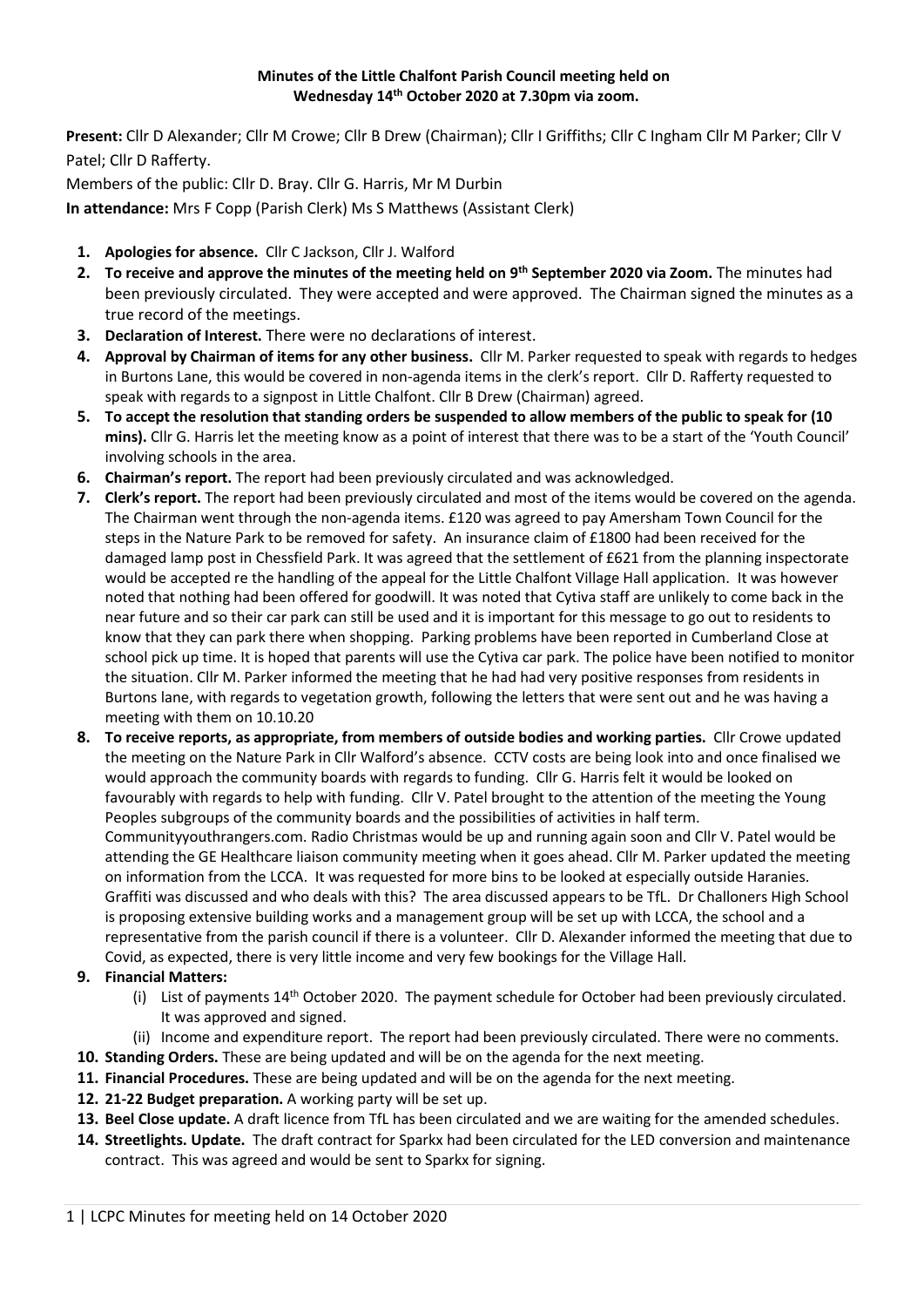**Minutes of the Little Chalfont Parish Council meeting held on Wednesday 14th October 2020 at 7.30pm via zoom.**

**Present:** Cllr D Alexander; Cllr M Crowe; Cllr B Drew (Chairman); Cllr I Griffiths; Cllr C Ingham Cllr M Parker; Cllr V Patel; Cllr D Rafferty.

Members of the public: Cllr D. Bray. Cllr G. Harris, Mr M Durbin

**In attendance:** Mrs F Copp (Parish Clerk) Ms S Matthews (Assistant Clerk)

1. **Apologies for absence.** Cllr C Jackson, Cllr J. Walford
2. **To receive and approve the minutes of the meeting held on 9th September 2020 via Zoom.** The minutes had been previously circulated. They were accepted and were approved. The Chairman signed the minutes as a true record of the meetings.
3. **Declaration of Interest.** There were no declarations of interest.
4. **Approval by Chairman of items for any other business.** Cllr M. Parker requested to speak with regards to hedges in Burtons Lane, this would be covered in non-agenda items in the clerk's report. Cllr D. Rafferty requested to speak with regards to a signpost in Little Chalfont. Cllr B Drew (Chairman) agreed.
5. **To accept the resolution that standing orders be suspended to allow members of the public to speak for (10 mins).** Cllr G. Harris let the meeting know as a point of interest that there was to be a start of the 'Youth Council' involving schools in the area.
6. **Chairman's report.** The report had been previously circulated and was acknowledged.
7. **Clerk's report.** The report had been previously circulated and most of the items would be covered on the agenda. The Chairman went through the non-agenda items. £120 was agreed to pay Amersham Town Council for the steps in the Nature Park to be removed for safety. An insurance claim of £1800 had been received for the damaged lamp post in Chessfield Park. It was agreed that the settlement of £621 from the planning inspectorate would be accepted re the handling of the appeal for the Little Chalfont Village Hall application. It was however noted that nothing had been offered for goodwill. It was noted that Cytiva staff are unlikely to come back in the near future and so their car park can still be used and it is important for this message to go out to residents to know that they can park there when shopping. Parking problems have been reported in Cumberland Close at school pick up time. It is hoped that parents will use the Cytiva car park. The police have been notified to monitor the situation. Cllr M. Parker informed the meeting that he had had very positive responses from residents in Burtons lane, with regards to vegetation growth, following the letters that were sent out and he was having a meeting with them on 10.10.20
8. **To receive reports, as appropriate, from members of outside bodies and working parties.** Cllr Crowe updated the meeting on the Nature Park in Cllr Walford's absence. CCTV costs are being look into and once finalised we would approach the community boards with regards to funding. Cllr G. Harris felt it would be looked on favourably with regards to help with funding. Cllr V. Patel brought to the attention of the meeting the Young Peoples subgroups of the community boards and the possibilities of activities in half term. Communityyouthrangers.com. Radio Christmas would be up and running again soon and Cllr V. Patel would be attending the GE Healthcare liaison community meeting when it goes ahead. Cllr M. Parker updated the meeting on information from the LCCA. It was requested for more bins to be looked at especially outside Haranies. Graffiti was discussed and who deals with this? The area discussed appears to be TfL. Dr Challoners High School is proposing extensive building works and a management group will be set up with LCCA, the school and a representative from the parish council if there is a volunteer. Cllr D. Alexander informed the meeting that due to Covid, as expected, there is very little income and very few bookings for the Village Hall.
9. **Financial Matters:**
   (i) List of payments 14th October 2020. The payment schedule for October had been previously circulated. It was approved and signed.
   (ii) Income and expenditure report. The report had been previously circulated. There were no comments.
10. **Standing Orders.** These are being updated and will be on the agenda for the next meeting.
11. **Financial Procedures.** These are being updated and will be on the agenda for the next meeting.
12. **21-22 Budget preparation.** A working party will be set up.
13. **Beel Close update.** A draft licence from TfL has been circulated and we are waiting for the amended schedules.
14. **Streetlights. Update.** The draft contract for Sparkx had been circulated for the LED conversion and maintenance contract. This was agreed and would be sent to Sparkx for signing.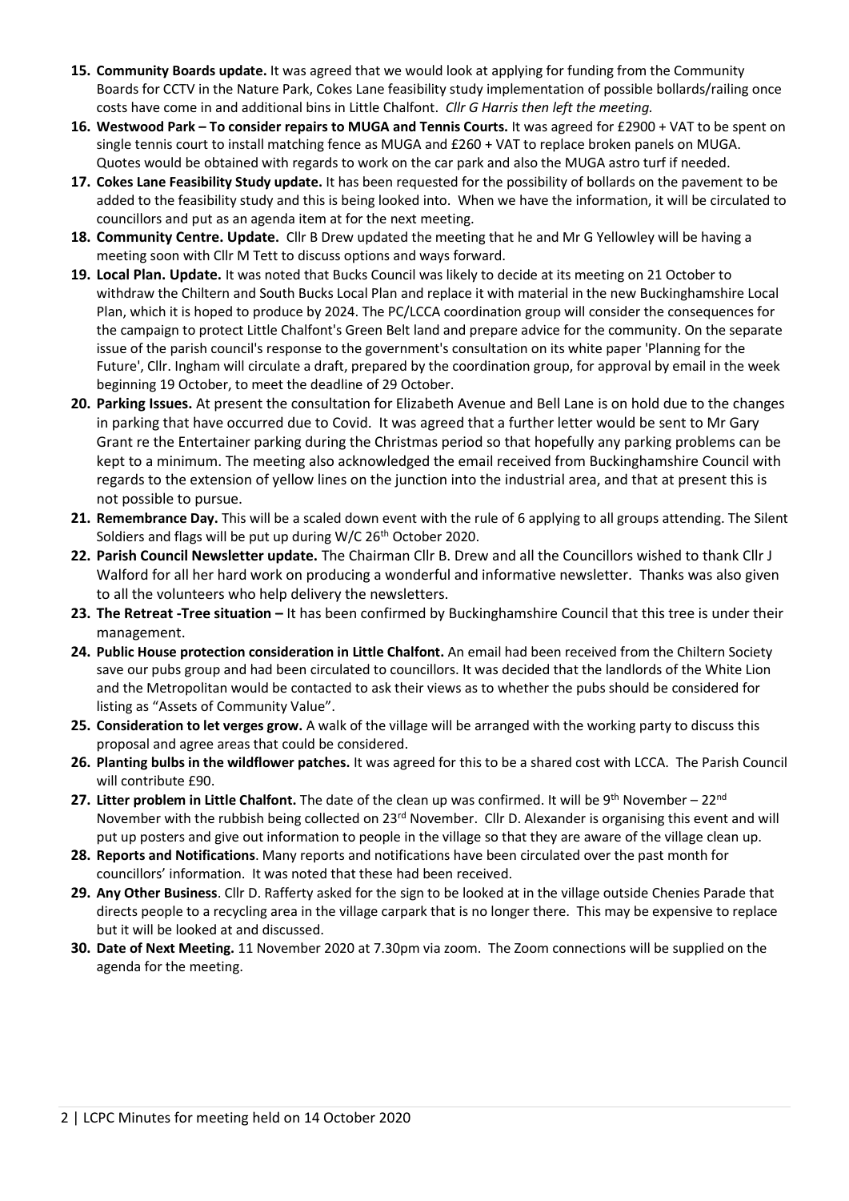15. **Community Boards update.** It was agreed that we would look at applying for funding from the Community Boards for CCTV in the Nature Park, Cokes Lane feasibility study implementation of possible bollards/railing once costs have come in and additional bins in Little Chalfont. *Cllr G Harris then left the meeting.*
16. **Westwood Park – To consider repairs to MUGA and Tennis Courts.** It was agreed for £2900 + VAT to be spent on single tennis court to install matching fence as MUGA and £260 + VAT to replace broken panels on MUGA. Quotes would be obtained with regards to work on the car park and also the MUGA astro turf if needed.
17. **Cokes Lane Feasibility Study update.** It has been requested for the possibility of bollards on the pavement to be added to the feasibility study and this is being looked into. When we have the information, it will be circulated to councillors and put as an agenda item at for the next meeting.
18. **Community Centre. Update.** Cllr B Drew updated the meeting that he and Mr G Yellowley will be having a meeting soon with Cllr M Tett to discuss options and ways forward.
19. **Local Plan. Update.** It was noted that Bucks Council was likely to decide at its meeting on 21 October to withdraw the Chiltern and South Bucks Local Plan and replace it with material in the new Buckinghamshire Local Plan, which it is hoped to produce by 2024. The PC/LCCA coordination group will consider the consequences for the campaign to protect Little Chalfont's Green Belt land and prepare advice for the community. On the separate issue of the parish council's response to the government's consultation on its white paper 'Planning for the Future', Cllr. Ingham will circulate a draft, prepared by the coordination group, for approval by email in the week beginning 19 October, to meet the deadline of 29 October.
20. **Parking Issues.** At present the consultation for Elizabeth Avenue and Bell Lane is on hold due to the changes in parking that have occurred due to Covid. It was agreed that a further letter would be sent to Mr Gary Grant re the Entertainer parking during the Christmas period so that hopefully any parking problems can be kept to a minimum. The meeting also acknowledged the email received from Buckinghamshire Council with regards to the extension of yellow lines on the junction into the industrial area, and that at present this is not possible to pursue.
21. **Remembrance Day.** This will be a scaled down event with the rule of 6 applying to all groups attending. The Silent Soldiers and flags will be put up during W/C 26th October 2020.
22. **Parish Council Newsletter update.** The Chairman Cllr B. Drew and all the Councillors wished to thank Cllr J Walford for all her hard work on producing a wonderful and informative newsletter. Thanks was also given to all the volunteers who help delivery the newsletters.
23. **The Retreat -Tree situation –** It has been confirmed by Buckinghamshire Council that this tree is under their management.
24. **Public House protection consideration in Little Chalfont.** An email had been received from the Chiltern Society save our pubs group and had been circulated to councillors. It was decided that the landlords of the White Lion and the Metropolitan would be contacted to ask their views as to whether the pubs should be considered for listing as "Assets of Community Value".
25. **Consideration to let verges grow.** A walk of the village will be arranged with the working party to discuss this proposal and agree areas that could be considered.
26. **Planting bulbs in the wildflower patches.** It was agreed for this to be a shared cost with LCCA. The Parish Council will contribute £90.
27. **Litter problem in Little Chalfont.** The date of the clean up was confirmed. It will be 9th November – 22nd November with the rubbish being collected on 23rd November. Cllr D. Alexander is organising this event and will put up posters and give out information to people in the village so that they are aware of the village clean up.
28. **Reports and Notifications**. Many reports and notifications have been circulated over the past month for councillors' information. It was noted that these had been received.
29. **Any Other Business**. Cllr D. Rafferty asked for the sign to be looked at in the village outside Chenies Parade that directs people to a recycling area in the village carpark that is no longer there. This may be expensive to replace but it will be looked at and discussed.
30. **Date of Next Meeting.** 11 November 2020 at 7.30pm via zoom. The Zoom connections will be supplied on the agenda for the meeting.